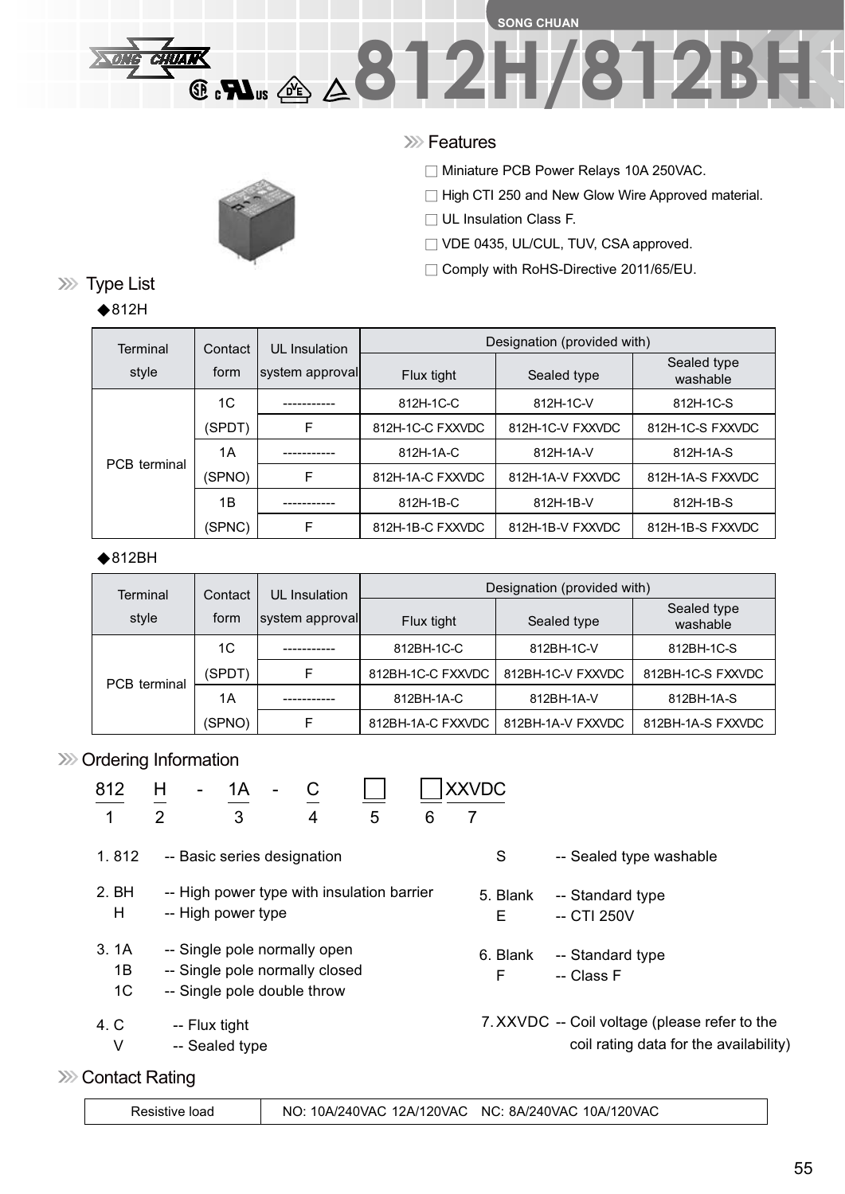SONG CHUAN

# 812H/812BH

## Features

- Miniature PCB Power Relays 10A 250VAC.
- High CTI 250 and New Glow Wire Approved material.
- UL Insulation Class F.
- VDE 0435, UL/CUL, TUV, CSA approved.
- Comply with RoHS-Directive 2011/65/EU.

## Type List

◆812H

| Terminal style | Contact form | UL Insulation system approval | Designation (provided with) | | |
|---|---|---|---|---|---|
| | | | Flux tight | Sealed type | Sealed type washable |
| PCB terminal | 1C (SPDT) | ----------- | 812H-1C-C | 812H-1C-V | 812H-1C-S |
| | | F | 812H-1C-C FXXVDC | 812H-1C-V FXXVDC | 812H-1C-S FXXVDC |
| | 1A (SPNO) | ----------- | 812H-1A-C | 812H-1A-V | 812H-1A-S |
| | | F | 812H-1A-C FXXVDC | 812H-1A-V FXXVDC | 812H-1A-S FXXVDC |
| | 1B (SPNC) | ----------- | 812H-1B-C | 812H-1B-V | 812H-1B-S |
| | | F | 812H-1B-C FXXVDC | 812H-1B-V FXXVDC | 812H-1B-S FXXVDC |

◆812BH

| Terminal style | Contact form | UL Insulation system approval | Designation (provided with) | | |
|---|---|---|---|---|---|
| | | | Flux tight | Sealed type | Sealed type washable |
| PCB terminal | 1C (SPDT) | ----------- | 812BH-1C-C | 812BH-1C-V | 812BH-1C-S |
| | | F | 812BH-1C-C FXXVDC | 812BH-1C-V FXXVDC | 812BH-1C-S FXXVDC |
| | 1A (SPNO) | ----------- | 812BH-1A-C | 812BH-1A-V | 812BH-1A-S |
| | | F | 812BH-1A-C FXXVDC | 812BH-1A-V FXXVDC | 812BH-1A-S FXXVDC |

## Ordering Information

| 812 | H | - | 1A | - | C | □ | □ XXVDC |
|---|---|---|---|---|---|---|---|
| 1 | 2 | | 3 | | 4 | 5 | 6 7 |

1. 812 -- Basic series designation
2. BH -- High power type with insulation barrier
   H -- High power type
3. 1A -- Single pole normally open
   1B -- Single pole normally closed
   1C -- Single pole double throw
4. C -- Flux tight
   V -- Sealed type
   S -- Sealed type washable
5. Blank -- Standard type
   E -- CTI 250V
6. Blank -- Standard type
   F -- Class F
7. XXVDC -- Coil voltage (please refer to the coil rating data for the availability)

## Contact Rating

| Resistive load | NO: 10A/240VAC 12A/120VAC NC: 8A/240VAC 10A/120VAC |
|---|---|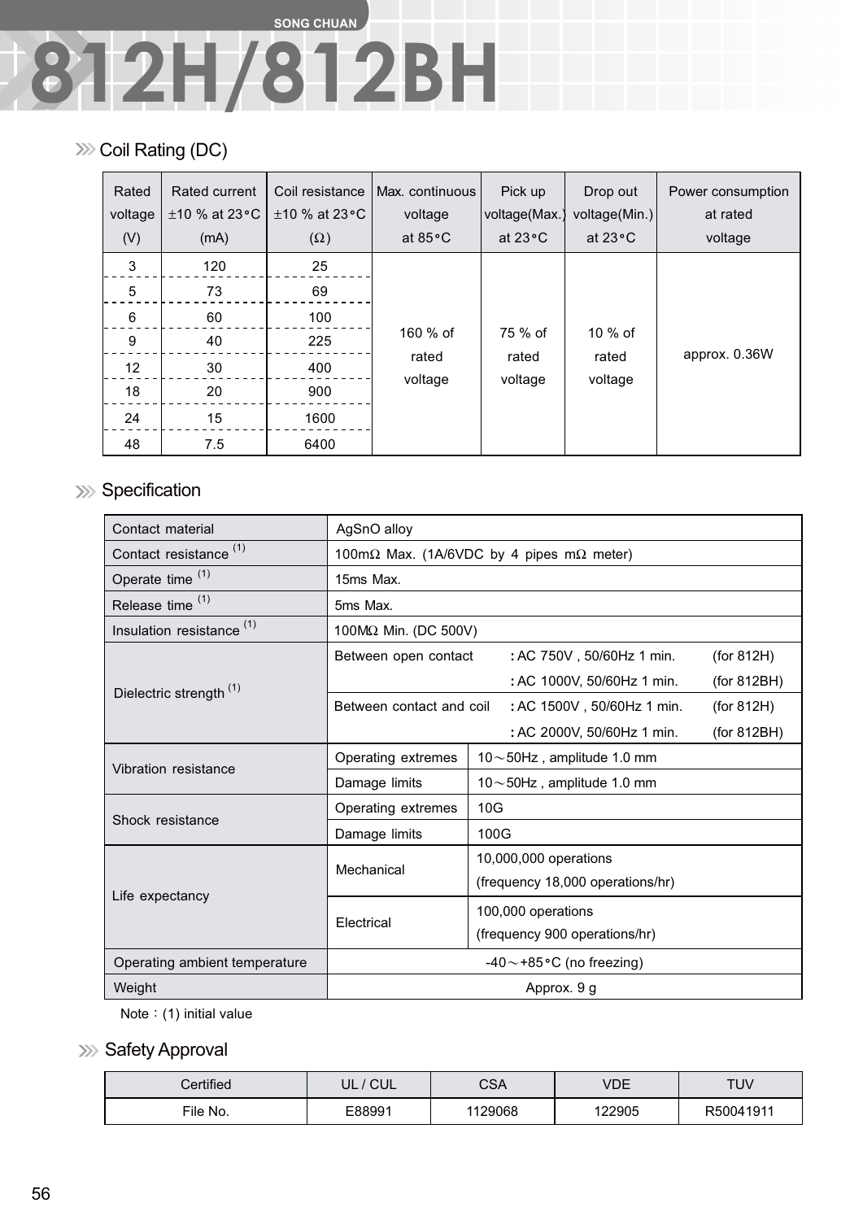SONG CHUAN

# 812H/812BH

## Coil Rating (DC)

| Rated voltage (V) | Rated current ±10 % at 23°C (mA) | Coil resistance ±10 % at 23°C (Ω) | Max. continuous voltage at 85°C | Pick up voltage(Max.) at 23°C | Drop out voltage(Min.) at 23°C | Power consumption at rated voltage |
|---|---|---|---|---|---|---|
| 3 | 120 | 25 | 160 % of rated voltage | 75 % of rated voltage | 10 % of rated voltage | approx. 0.36W |
| 5 | 73 | 69 | | | | |
| 6 | 60 | 100 | | | | |
| 9 | 40 | 225 | | | | |
| 12 | 30 | 400 | | | | |
| 18 | 20 | 900 | | | | |
| 24 | 15 | 1600 | | | | |
| 48 | 7.5 | 6400 | | | | |

## Specification

| Item | | |
|---|---|---|
| Contact material | AgSnO alloy | |
| Contact resistance (1) | 100mΩ Max. (1A/6VDC by 4 pipes mΩ meter) | |
| Operate time (1) | 15ms Max. | |
| Release time (1) | 5ms Max. | |
| Insulation resistance (1) | 100MΩ Min. (DC 500V) | |
| Dielectric strength (1) | Between open contact | : AC 750V , 50/60Hz 1 min. (for 812H) |
| | | : AC 1000V, 50/60Hz 1 min. (for 812BH) |
| | Between contact and coil | : AC 1500V , 50/60Hz 1 min. (for 812H) |
| | | : AC 2000V, 50/60Hz 1 min. (for 812BH) |
| Vibration resistance | Operating extremes | 10～50Hz , amplitude 1.0 mm |
| | Damage limits | 10～50Hz , amplitude 1.0 mm |
| Shock resistance | Operating extremes | 10G |
| | Damage limits | 100G |
| Life expectancy | Mechanical | 10,000,000 operations (frequency 18,000 operations/hr) |
| | Electrical | 100,000 operations (frequency 900 operations/hr) |
| Operating ambient temperature | -40～+85°C (no freezing) | |
| Weight | Approx. 9 g | |

Note：(1) initial value

## Safety Approval

| Certified | UL / CUL | CSA | VDE | TUV |
|---|---|---|---|---|
| File No. | E88991 | 1129068 | 122905 | R50041911 |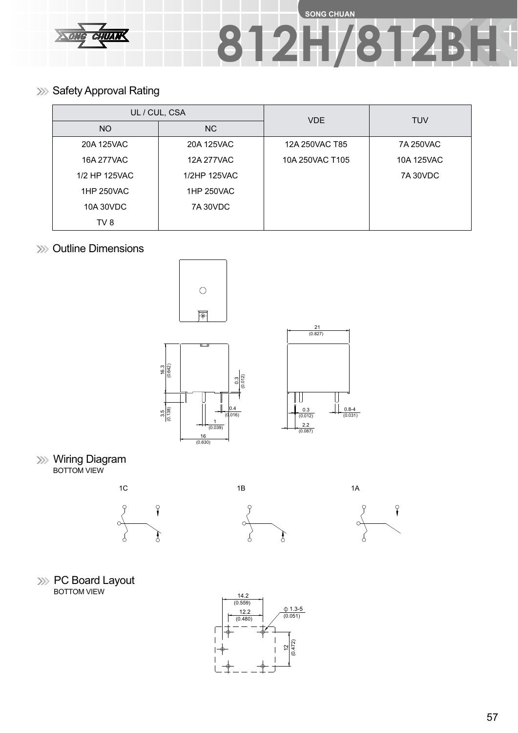# 812H/812BH

## Safety Approval Rating

| UL / CUL, CSA | | VDE | TUV |
|---|---|---|---|
| NO | NC | | |
| 20A 125VAC | 20A 125VAC | 12A 250VAC T85 | 7A 250VAC |
| 16A 277VAC | 12A 277VAC | 10A 250VAC T105 | 10A 125VAC |
| 1/2 HP 125VAC | 1/2HP 125VAC | | 7A 30VDC |
| 1HP 250VAC | 1HP 250VAC | | |
| 10A 30VDC | 7A 30VDC | | |
| TV 8 | | | |

## Outline Dimensions

16.3 (0.642)
0.3 (0.012)
3.5 (0.138)
0.4 (0.016)
1 (0.039)
16 (0.630)
21 (0.827)
0.3 (0.012)
0.8-4 (0.031)
2.2 (0.087)

## Wiring Diagram

BOTTOM VIEW

1C 1B 1A

## PC Board Layout

BOTTOM VIEW

14.2 (0.559)
12.2 (0.480)
ϕ 1.3-5 (0.051)
12 (0.472)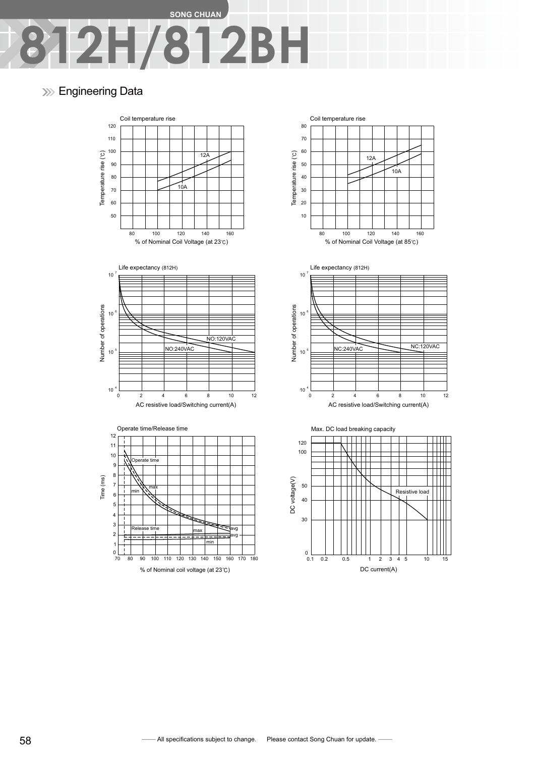# 812H/812BH

SONG CHUAN

## Engineering Data

Coil temperature rise

Temperature rise (℃)

120 110 100 90 80 70 60 50

12A

10A

80 100 120 140 160

% of Nominal Coil Voltage (at 23℃)

Coil temperature rise

Temperature rise (℃)

80 70 60 50 40 30 20 10

12A

10A

80 100 120 140 160

% of Nominal Coil Voltage (at 85℃)

Life expectancy (812H)

Number of operations

$10^7$ $10^6$ $10^5$ $10^4$

NO:120VAC

NO:240VAC

0 2 4 6 8 10 12

AC resistive load/Switching current(A)

Life expectancy (812H)

Number of operations

$10^7$ $10^6$ $10^5$ $10^4$

NC:240VAC

NC:120VAC

0 2 4 6 8 10 12

AC resistive load/Switching current(A)

Operate time/Release time

Time (ms)

12 11 10 9 8 7 6 5 4 3 2 1 0

Operate time

max

min

avg

Release time

max

min

avg

70 80 90 100 110 120 130 140 150 160 170 180

% of Nominal coil voltage (at 23℃)

Max. DC load breaking capacity

DC voltage(V)

120 100 50 40 30 0

Resistive load

0.1 0.2 0.5 1 2 3 4 5 10 15

DC current(A)

—— All specifications subject to change. Please contact Song Chuan for update. ——